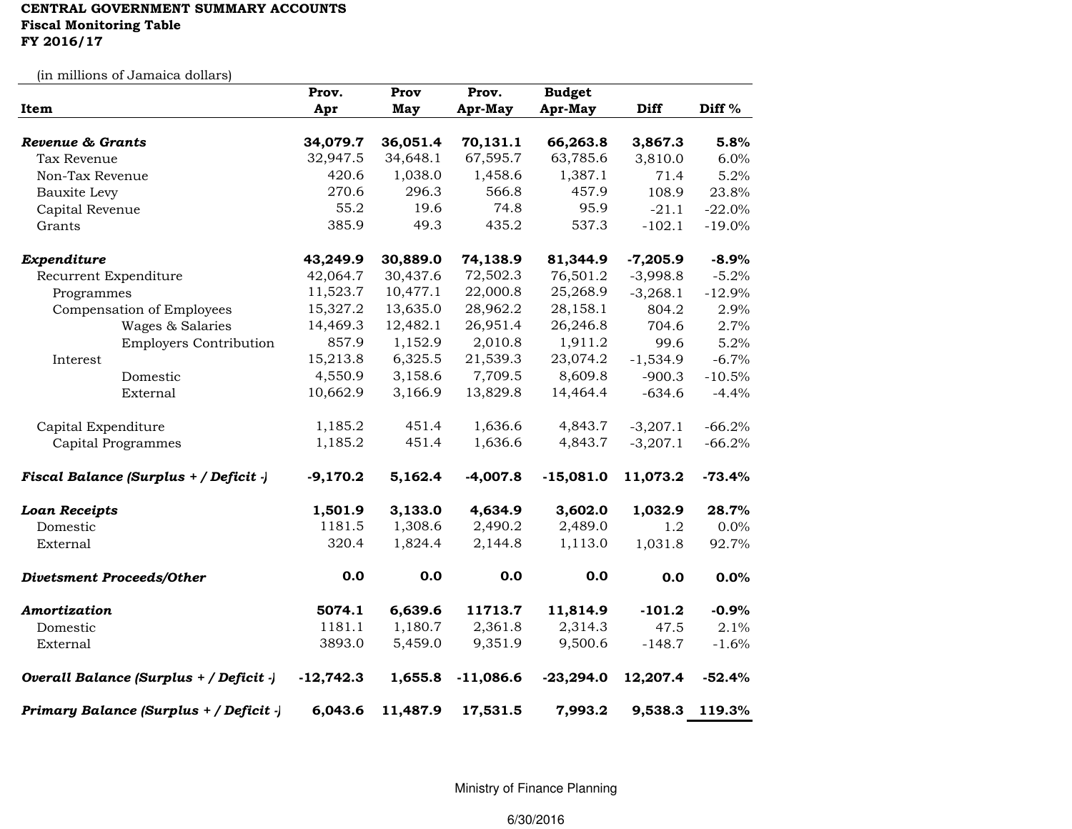**CENTRAL GOVERNMENT SUMMARY ACCOUNTS**
**Fiscal Monitoring Table**
**FY 2016/17**

(in millions of Jamaica dollars)

| Item | Prov. Apr | Prov May | Prov. Apr-May | Budget Apr-May | Diff | Diff % |
|---|---|---|---|---|---|---|
| ***Revenue & Grants*** | **34,079.7** | **36,051.4** | **70,131.1** | **66,263.8** | **3,867.3** | **5.8%** |
| Tax Revenue | 32,947.5 | 34,648.1 | 67,595.7 | 63,785.6 | 3,810.0 | 6.0% |
| Non-Tax Revenue | 420.6 | 1,038.0 | 1,458.6 | 1,387.1 | 71.4 | 5.2% |
| Bauxite Levy | 270.6 | 296.3 | 566.8 | 457.9 | 108.9 | 23.8% |
| Capital Revenue | 55.2 | 19.6 | 74.8 | 95.9 | -21.1 | -22.0% |
| Grants | 385.9 | 49.3 | 435.2 | 537.3 | -102.1 | -19.0% |
| | | | | | | |
| ***Expenditure*** | **43,249.9** | **30,889.0** | **74,138.9** | **81,344.9** | **-7,205.9** | **-8.9%** |
| Recurrent Expenditure | 42,064.7 | 30,437.6 | 72,502.3 | 76,501.2 | -3,998.8 | -5.2% |
| Programmes | 11,523.7 | 10,477.1 | 22,000.8 | 25,268.9 | -3,268.1 | -12.9% |
| Compensation of Employees | 15,327.2 | 13,635.0 | 28,962.2 | 28,158.1 | 804.2 | 2.9% |
| Wages & Salaries | 14,469.3 | 12,482.1 | 26,951.4 | 26,246.8 | 704.6 | 2.7% |
| Employers Contribution | 857.9 | 1,152.9 | 2,010.8 | 1,911.2 | 99.6 | 5.2% |
| Interest | 15,213.8 | 6,325.5 | 21,539.3 | 23,074.2 | -1,534.9 | -6.7% |
| Domestic | 4,550.9 | 3,158.6 | 7,709.5 | 8,609.8 | -900.3 | -10.5% |
| External | 10,662.9 | 3,166.9 | 13,829.8 | 14,464.4 | -634.6 | -4.4% |
| | | | | | | |
| Capital Expenditure | 1,185.2 | 451.4 | 1,636.6 | 4,843.7 | -3,207.1 | -66.2% |
| Capital Programmes | 1,185.2 | 451.4 | 1,636.6 | 4,843.7 | -3,207.1 | -66.2% |
| | | | | | | |
| ***Fiscal Balance (Surplus + / Deficit -)*** | **-9,170.2** | **5,162.4** | **-4,007.8** | **-15,081.0** | **11,073.2** | **-73.4%** |
| | | | | | | |
| ***Loan Receipts*** | **1,501.9** | **3,133.0** | **4,634.9** | **3,602.0** | **1,032.9** | **28.7%** |
| Domestic | 1181.5 | 1,308.6 | 2,490.2 | 2,489.0 | 1.2 | 0.0% |
| External | 320.4 | 1,824.4 | 2,144.8 | 1,113.0 | 1,031.8 | 92.7% |
| | | | | | | |
| ***Divetsment Proceeds/Other*** | **0.0** | **0.0** | **0.0** | **0.0** | **0.0** | **0.0%** |
| | | | | | | |
| ***Amortization*** | **5074.1** | **6,639.6** | **11713.7** | **11,814.9** | **-101.2** | **-0.9%** |
| Domestic | 1181.1 | 1,180.7 | 2,361.8 | 2,314.3 | 47.5 | 2.1% |
| External | 3893.0 | 5,459.0 | 9,351.9 | 9,500.6 | -148.7 | -1.6% |
| | | | | | | |
| ***Overall Balance (Surplus + / Deficit -)*** | **-12,742.3** | **1,655.8** | **-11,086.6** | **-23,294.0** | **12,207.4** | **-52.4%** |
| | | | | | | |
| ***Primary Balance (Surplus + / Deficit -)*** | **6,043.6** | **11,487.9** | **17,531.5** | **7,993.2** | **9,538.3** | **119.3%** |

Ministry of Finance Planning

6/30/2016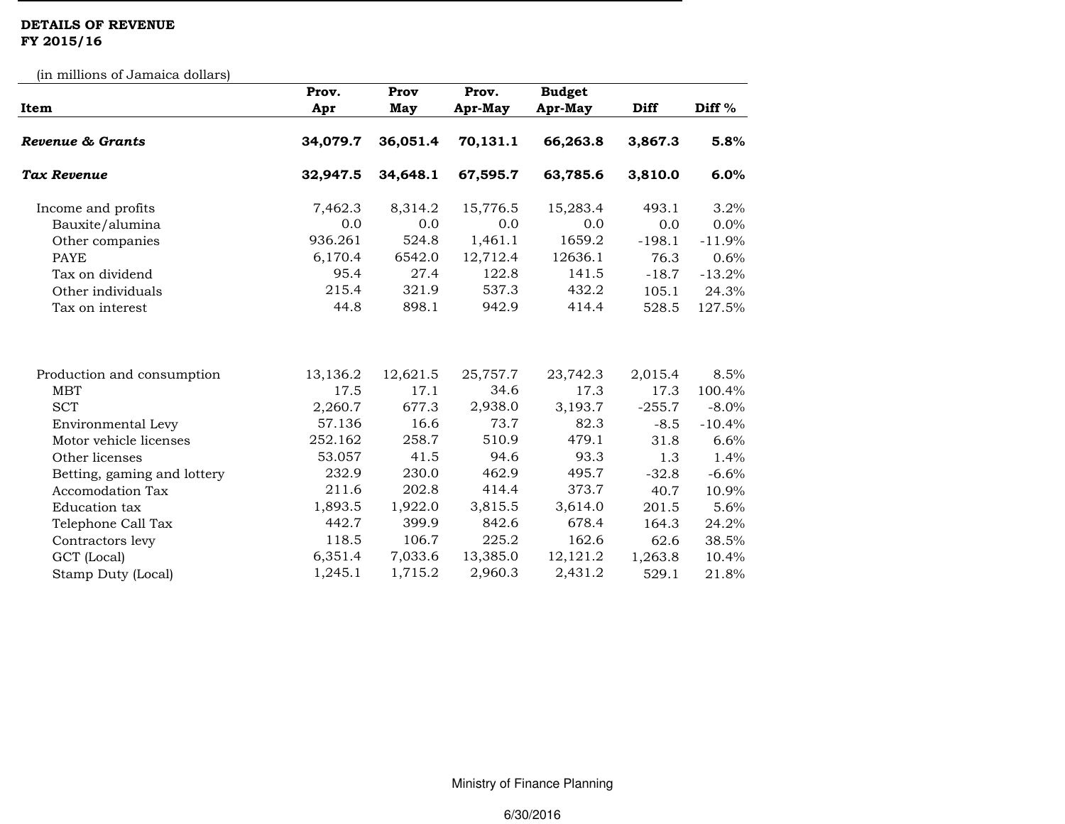**DETAILS OF REVENUE**
**FY 2015/16**

(in millions of Jamaica dollars)

| Item | Prov. Apr | Prov May | Prov. Apr-May | Budget Apr-May | Diff | Diff % |
|---|---|---|---|---|---|---|
| ***Revenue & Grants*** | **34,079.7** | **36,051.4** | **70,131.1** | **66,263.8** | **3,867.3** | **5.8%** |
| ***Tax Revenue*** | **32,947.5** | **34,648.1** | **67,595.7** | **63,785.6** | **3,810.0** | **6.0%** |
| Income and profits | 7,462.3 | 8,314.2 | 15,776.5 | 15,283.4 | 493.1 | 3.2% |
| Bauxite/alumina | 0.0 | 0.0 | 0.0 | 0.0 | 0.0 | 0.0% |
| Other companies | 936.261 | 524.8 | 1,461.1 | 1659.2 | -198.1 | -11.9% |
| PAYE | 6,170.4 | 6542.0 | 12,712.4 | 12636.1 | 76.3 | 0.6% |
| Tax on dividend | 95.4 | 27.4 | 122.8 | 141.5 | -18.7 | -13.2% |
| Other individuals | 215.4 | 321.9 | 537.3 | 432.2 | 105.1 | 24.3% |
| Tax on interest | 44.8 | 898.1 | 942.9 | 414.4 | 528.5 | 127.5% |
| Production and consumption | 13,136.2 | 12,621.5 | 25,757.7 | 23,742.3 | 2,015.4 | 8.5% |
| MBT | 17.5 | 17.1 | 34.6 | 17.3 | 17.3 | 100.4% |
| SCT | 2,260.7 | 677.3 | 2,938.0 | 3,193.7 | -255.7 | -8.0% |
| Environmental Levy | 57.136 | 16.6 | 73.7 | 82.3 | -8.5 | -10.4% |
| Motor vehicle licenses | 252.162 | 258.7 | 510.9 | 479.1 | 31.8 | 6.6% |
| Other licenses | 53.057 | 41.5 | 94.6 | 93.3 | 1.3 | 1.4% |
| Betting, gaming and lottery | 232.9 | 230.0 | 462.9 | 495.7 | -32.8 | -6.6% |
| Accomodation Tax | 211.6 | 202.8 | 414.4 | 373.7 | 40.7 | 10.9% |
| Education tax | 1,893.5 | 1,922.0 | 3,815.5 | 3,614.0 | 201.5 | 5.6% |
| Telephone Call Tax | 442.7 | 399.9 | 842.6 | 678.4 | 164.3 | 24.2% |
| Contractors levy | 118.5 | 106.7 | 225.2 | 162.6 | 62.6 | 38.5% |
| GCT (Local) | 6,351.4 | 7,033.6 | 13,385.0 | 12,121.2 | 1,263.8 | 10.4% |
| Stamp Duty (Local) | 1,245.1 | 1,715.2 | 2,960.3 | 2,431.2 | 529.1 | 21.8% |

Ministry of Finance Planning

6/30/2016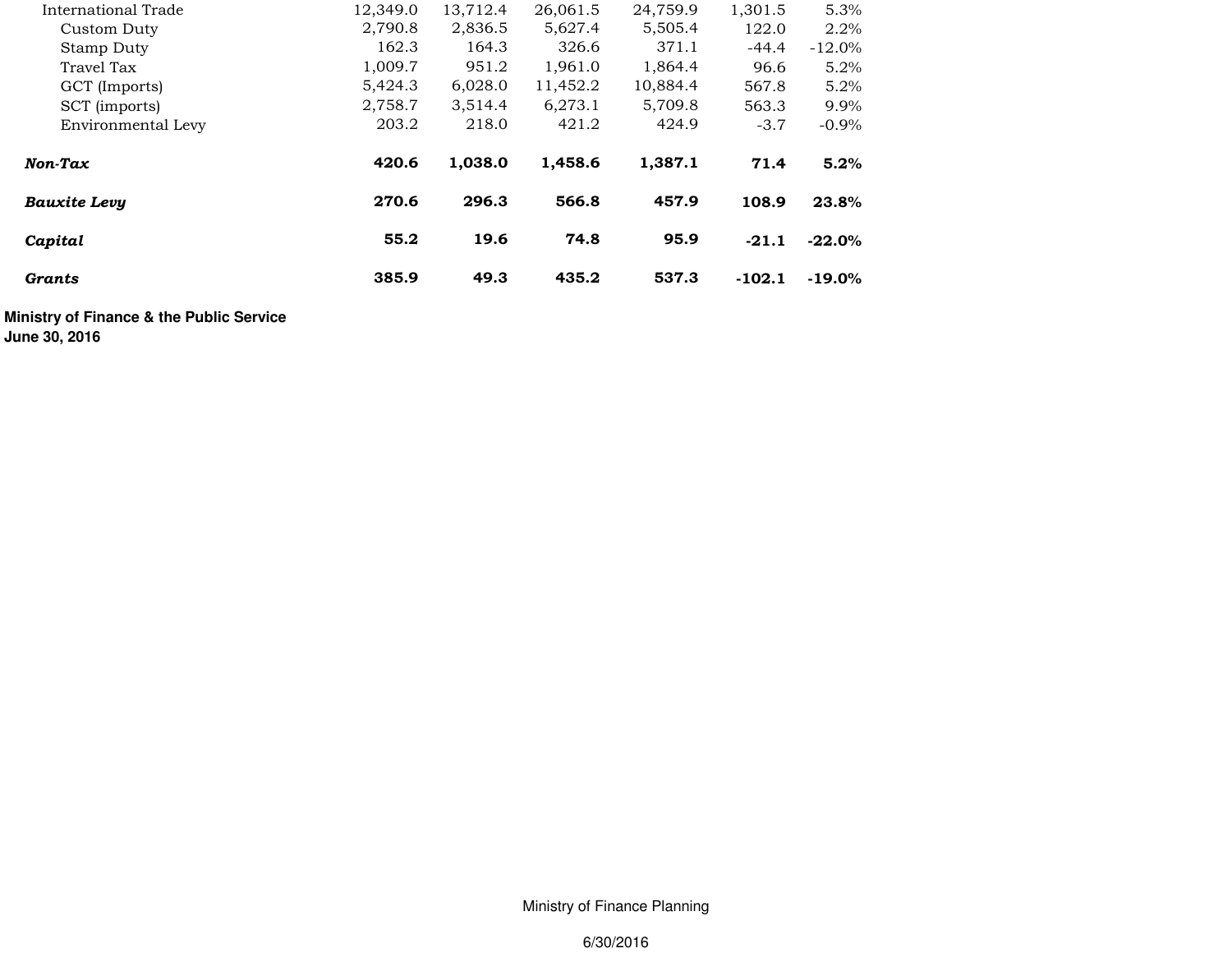| | | | | | | |
|---|---|---|---|---|---|---|
| International Trade | 12,349.0 | 13,712.4 | 26,061.5 | 24,759.9 | 1,301.5 | 5.3% |
| Custom Duty | 2,790.8 | 2,836.5 | 5,627.4 | 5,505.4 | 122.0 | 2.2% |
| Stamp Duty | 162.3 | 164.3 | 326.6 | 371.1 | -44.4 | -12.0% |
| Travel Tax | 1,009.7 | 951.2 | 1,961.0 | 1,864.4 | 96.6 | 5.2% |
| GCT (Imports) | 5,424.3 | 6,028.0 | 11,452.2 | 10,884.4 | 567.8 | 5.2% |
| SCT (imports) | 2,758.7 | 3,514.4 | 6,273.1 | 5,709.8 | 563.3 | 9.9% |
| Environmental Levy | 203.2 | 218.0 | 421.2 | 424.9 | -3.7 | -0.9% |
| ***Non-Tax*** | **420.6** | **1,038.0** | **1,458.6** | **1,387.1** | **71.4** | **5.2%** |
| ***Bauxite Levy*** | **270.6** | **296.3** | **566.8** | **457.9** | **108.9** | **23.8%** |
| ***Capital*** | **55.2** | **19.6** | **74.8** | **95.9** | **-21.1** | **-22.0%** |
| ***Grants*** | **385.9** | **49.3** | **435.2** | **537.3** | **-102.1** | **-19.0%** |

**Ministry of Finance & the Public Service**
**June 30, 2016**